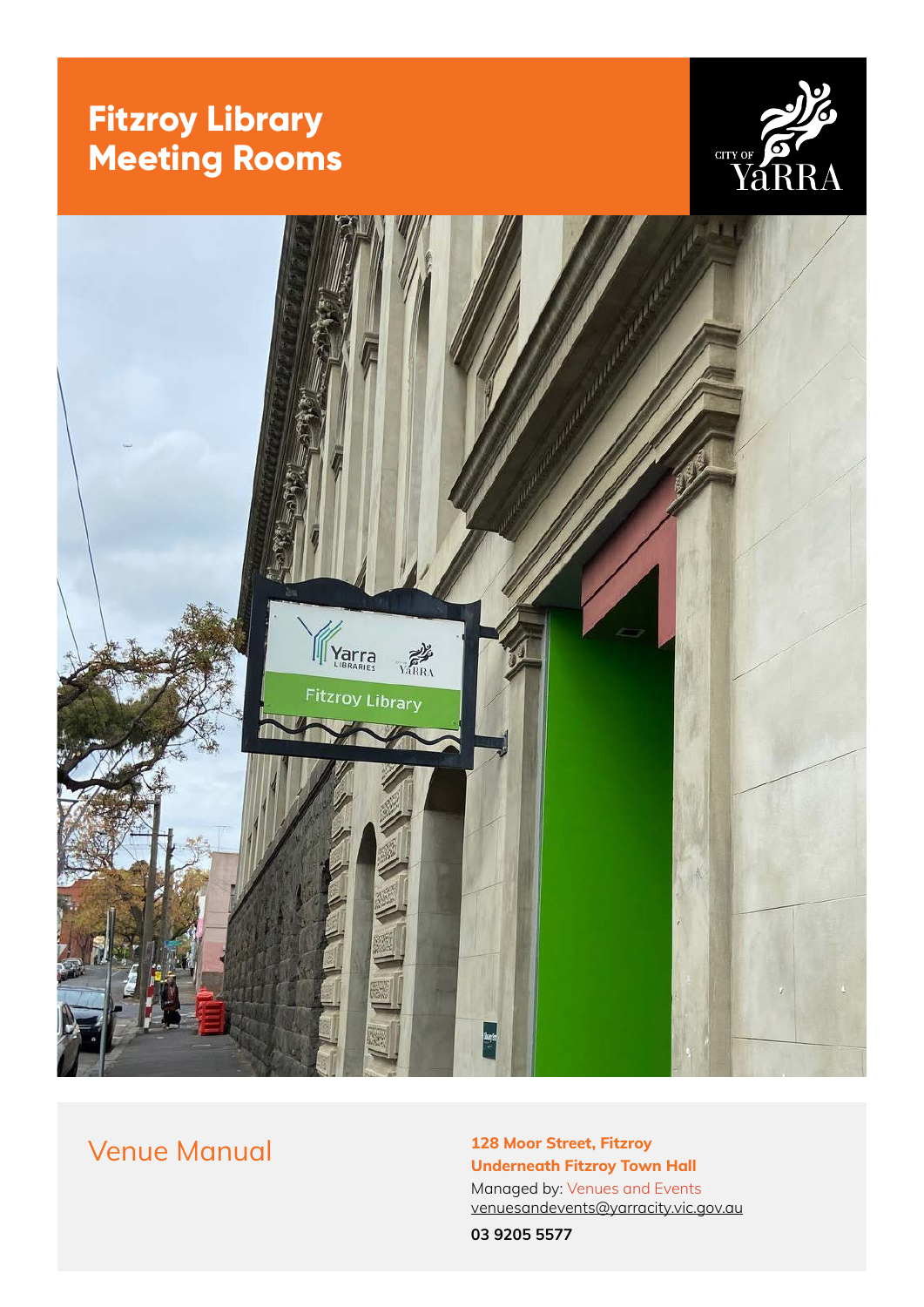# Fitzroy Library Meeting Rooms

CITY OF YaRRA

Venue Manual

**128 Moor Street, Fitzroy**
**Underneath Fitzroy Town Hall**

Managed by: Venues and Events
venuesandevents@yarracity.vic.gov.au

**03 9205 5577**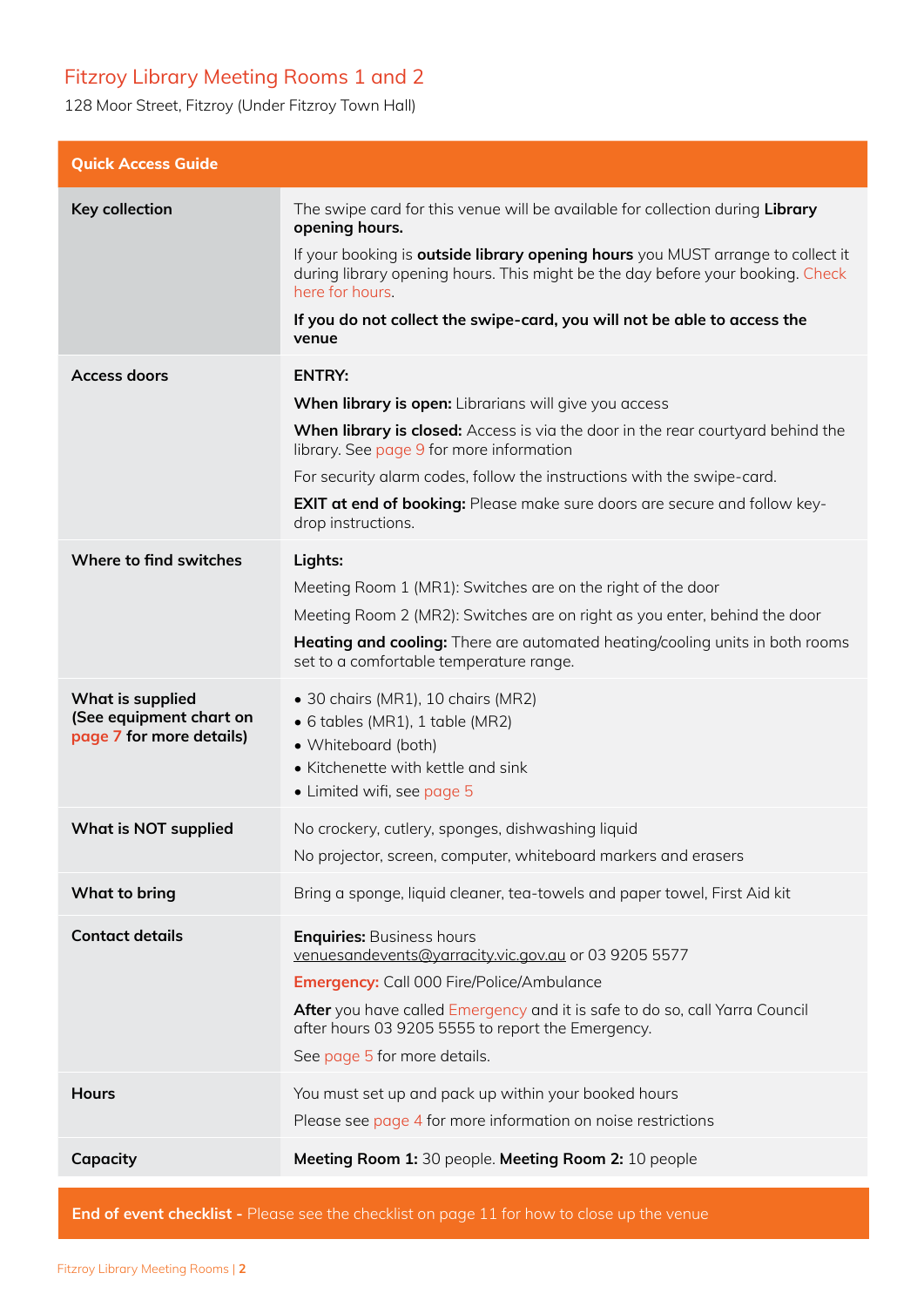## Fitzroy Library Meeting Rooms 1 and 2

128 Moor Street, Fitzroy (Under Fitzroy Town Hall)

| Quick Access Guide | |
|---|---|
| **Key collection** | The swipe card for this venue will be available for collection during **Library opening hours.**<br><br>If your booking is **outside library opening hours** you MUST arrange to collect it during library opening hours. This might be the day before your booking. Check here for hours.<br><br>**If you do not collect the swipe-card, you will not be able to access the venue** |
| **Access doors** | **ENTRY:**<br><br>**When library is open:** Librarians will give you access<br><br>**When library is closed:** Access is via the door in the rear courtyard behind the library. See page 9 for more information<br><br>For security alarm codes, follow the instructions with the swipe-card.<br><br>**EXIT at end of booking:** Please make sure doors are secure and follow key-drop instructions. |
| **Where to find switches** | **Lights:**<br><br>Meeting Room 1 (MR1): Switches are on the right of the door<br><br>Meeting Room 2 (MR2): Switches are on right as you enter, behind the door<br><br>**Heating and cooling:** There are automated heating/cooling units in both rooms set to a comfortable temperature range. |
| **What is supplied (See equipment chart on page 7 for more details)** | • 30 chairs (MR1), 10 chairs (MR2)<br>• 6 tables (MR1), 1 table (MR2)<br>• Whiteboard (both)<br>• Kitchenette with kettle and sink<br>• Limited wifi, see page 5 |
| **What is NOT supplied** | No crockery, cutlery, sponges, dishwashing liquid<br><br>No projector, screen, computer, whiteboard markers and erasers |
| **What to bring** | Bring a sponge, liquid cleaner, tea-towels and paper towel, First Aid kit |
| **Contact details** | **Enquiries:** Business hours venuesandevents@yarracity.vic.gov.au or 03 9205 5577<br><br>**Emergency:** Call 000 Fire/Police/Ambulance<br><br>**After** you have called Emergency and it is safe to do so, call Yarra Council after hours 03 9205 5555 to report the Emergency.<br><br>See page 5 for more details. |
| **Hours** | You must set up and pack up within your booked hours<br><br>Please see page 4 for more information on noise restrictions |
| **Capacity** | **Meeting Room 1:** 30 people. **Meeting Room 2:** 10 people |

**End of event checklist -** Please see the checklist on page 11 for how to close up the venue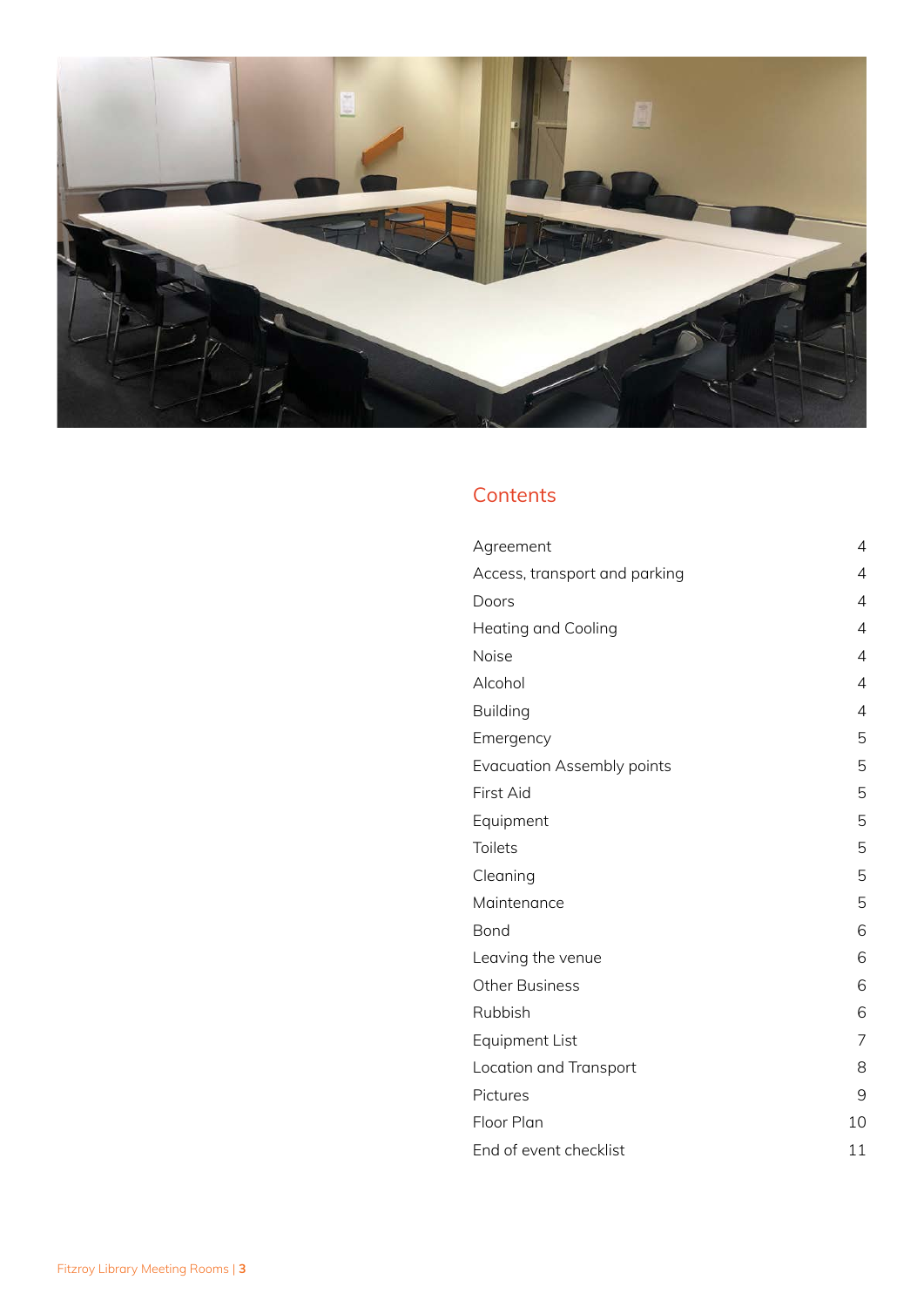## Contents

| | |
|---|---|
| Agreement | 4 |
| Access, transport and parking | 4 |
| Doors | 4 |
| Heating and Cooling | 4 |
| Noise | 4 |
| Alcohol | 4 |
| Building | 4 |
| Emergency | 5 |
| Evacuation Assembly points | 5 |
| First Aid | 5 |
| Equipment | 5 |
| Toilets | 5 |
| Cleaning | 5 |
| Maintenance | 5 |
| Bond | 6 |
| Leaving the venue | 6 |
| Other Business | 6 |
| Rubbish | 6 |
| Equipment List | 7 |
| Location and Transport | 8 |
| Pictures | 9 |
| Floor Plan | 10 |
| End of event checklist | 11 |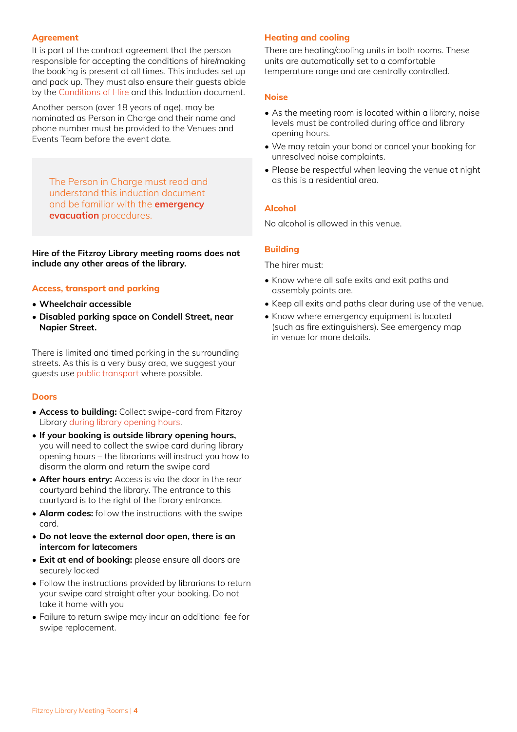## Agreement

It is part of the contract agreement that the person responsible for accepting the conditions of hire/making the booking is present at all times. This includes set up and pack up. They must also ensure their guests abide by the Conditions of Hire and this Induction document.

Another person (over 18 years of age), may be nominated as Person in Charge and their name and phone number must be provided to the Venues and Events Team before the event date.

> The Person in Charge must read and understand this induction document and be familiar with the **emergency evacuation** procedures.

**Hire of the Fitzroy Library meeting rooms does not include any other areas of the library.**

## Access, transport and parking

- **Wheelchair accessible**
- **Disabled parking space on Condell Street, near Napier Street.**

There is limited and timed parking in the surrounding streets. As this is a very busy area, we suggest your guests use public transport where possible.

## Doors

- **Access to building:** Collect swipe-card from Fitzroy Library during library opening hours.
- **If your booking is outside library opening hours,** you will need to collect the swipe card during library opening hours – the librarians will instruct you how to disarm the alarm and return the swipe card
- **After hours entry:** Access is via the door in the rear courtyard behind the library. The entrance to this courtyard is to the right of the library entrance.
- **Alarm codes:** follow the instructions with the swipe card.
- **Do not leave the external door open, there is an intercom for latecomers**
- **Exit at end of booking:** please ensure all doors are securely locked
- Follow the instructions provided by librarians to return your swipe card straight after your booking. Do not take it home with you
- Failure to return swipe may incur an additional fee for swipe replacement.

## Heating and cooling

There are heating/cooling units in both rooms. These units are automatically set to a comfortable temperature range and are centrally controlled.

## Noise

- As the meeting room is located within a library, noise levels must be controlled during office and library opening hours.
- We may retain your bond or cancel your booking for unresolved noise complaints.
- Please be respectful when leaving the venue at night as this is a residential area.

## Alcohol

No alcohol is allowed in this venue.

## Building

The hirer must:

- Know where all safe exits and exit paths and assembly points are.
- Keep all exits and paths clear during use of the venue.
- Know where emergency equipment is located (such as fire extinguishers). See emergency map in venue for more details.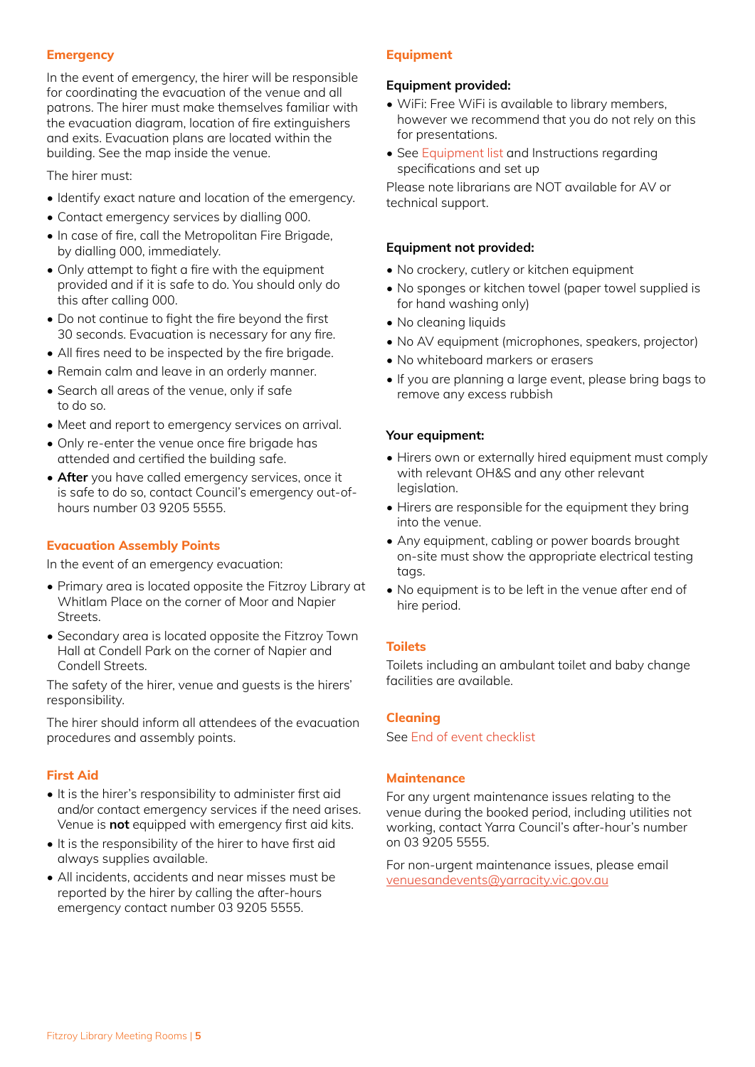## Emergency

In the event of emergency, the hirer will be responsible for coordinating the evacuation of the venue and all patrons. The hirer must make themselves familiar with the evacuation diagram, location of fire extinguishers and exits. Evacuation plans are located within the building. See the map inside the venue.

The hirer must:

- Identify exact nature and location of the emergency.
- Contact emergency services by dialling 000.
- In case of fire, call the Metropolitan Fire Brigade, by dialling 000, immediately.
- Only attempt to fight a fire with the equipment provided and if it is safe to do. You should only do this after calling 000.
- Do not continue to fight the fire beyond the first 30 seconds. Evacuation is necessary for any fire.
- All fires need to be inspected by the fire brigade.
- Remain calm and leave in an orderly manner.
- Search all areas of the venue, only if safe to do so.
- Meet and report to emergency services on arrival.
- Only re-enter the venue once fire brigade has attended and certified the building safe.
- **After** you have called emergency services, once it is safe to do so, contact Council's emergency out-of-hours number 03 9205 5555.

## Evacuation Assembly Points

In the event of an emergency evacuation:

- Primary area is located opposite the Fitzroy Library at Whitlam Place on the corner of Moor and Napier Streets.
- Secondary area is located opposite the Fitzroy Town Hall at Condell Park on the corner of Napier and Condell Streets.

The safety of the hirer, venue and guests is the hirers' responsibility.

The hirer should inform all attendees of the evacuation procedures and assembly points.

## First Aid

- It is the hirer's responsibility to administer first aid and/or contact emergency services if the need arises. Venue is **not** equipped with emergency first aid kits.
- It is the responsibility of the hirer to have first aid always supplies available.
- All incidents, accidents and near misses must be reported by the hirer by calling the after-hours emergency contact number 03 9205 5555.

## Equipment

### Equipment provided:

- WiFi: Free WiFi is available to library members, however we recommend that you do not rely on this for presentations.
- See Equipment list and Instructions regarding specifications and set up

Please note librarians are NOT available for AV or technical support.

### Equipment not provided:

- No crockery, cutlery or kitchen equipment
- No sponges or kitchen towel (paper towel supplied is for hand washing only)
- No cleaning liquids
- No AV equipment (microphones, speakers, projector)
- No whiteboard markers or erasers
- If you are planning a large event, please bring bags to remove any excess rubbish

### Your equipment:

- Hirers own or externally hired equipment must comply with relevant OH&S and any other relevant legislation.
- Hirers are responsible for the equipment they bring into the venue.
- Any equipment, cabling or power boards brought on-site must show the appropriate electrical testing tags.
- No equipment is to be left in the venue after end of hire period.

## Toilets

Toilets including an ambulant toilet and baby change facilities are available.

## Cleaning

See End of event checklist

## Maintenance

For any urgent maintenance issues relating to the venue during the booked period, including utilities not working, contact Yarra Council's after-hour's number on 03 9205 5555.

For non-urgent maintenance issues, please email venuesandevents@yarracity.vic.gov.au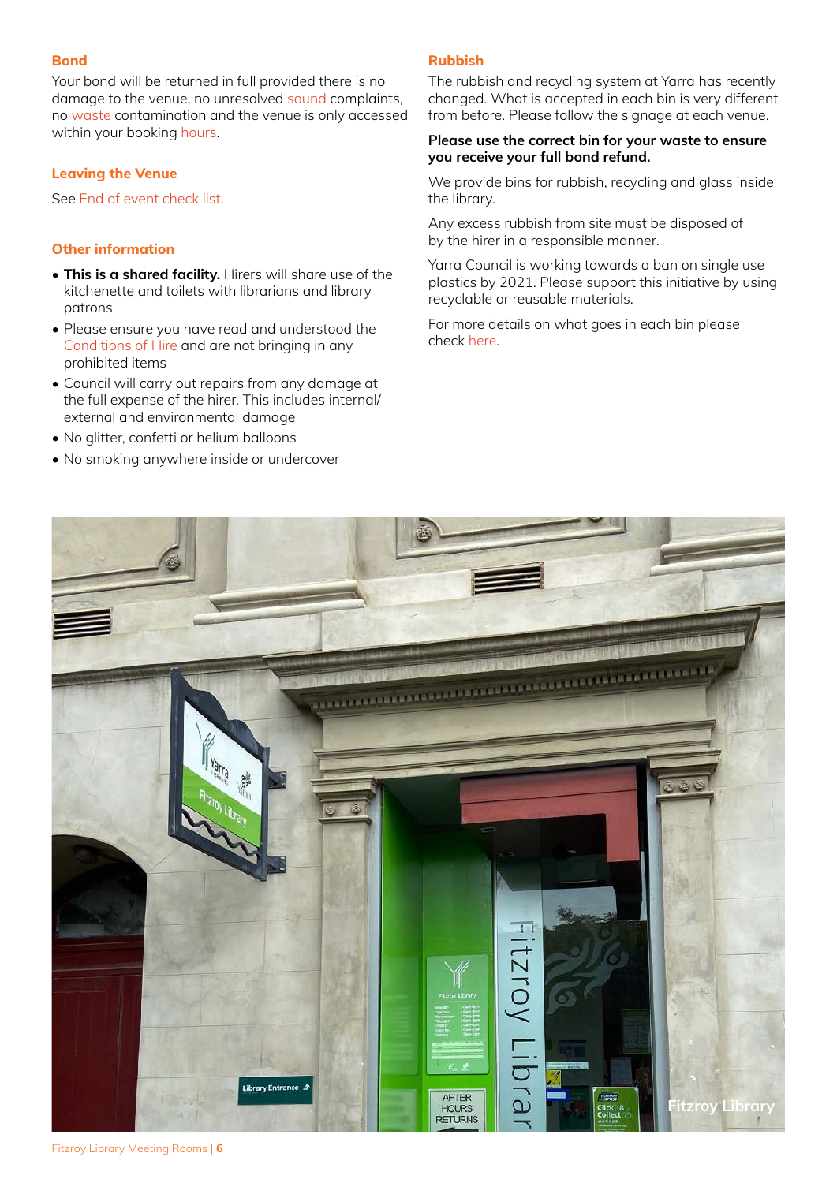### Bond

Your bond will be returned in full provided there is no damage to the venue, no unresolved sound complaints, no waste contamination and the venue is only accessed within your booking hours.

### Leaving the Venue

See End of event check list.

### Other information

- **This is a shared facility.** Hirers will share use of the kitchenette and toilets with librarians and library patrons
- Please ensure you have read and understood the Conditions of Hire and are not bringing in any prohibited items
- Council will carry out repairs from any damage at the full expense of the hirer. This includes internal/ external and environmental damage
- No glitter, confetti or helium balloons
- No smoking anywhere inside or undercover

### Rubbish

The rubbish and recycling system at Yarra has recently changed. What is accepted in each bin is very different from before. Please follow the signage at each venue.

**Please use the correct bin for your waste to ensure you receive your full bond refund.**

We provide bins for rubbish, recycling and glass inside the library.

Any excess rubbish from site must be disposed of by the hirer in a responsible manner.

Yarra Council is working towards a ban on single use plastics by 2021. Please support this initiative by using recyclable or reusable materials.

For more details on what goes in each bin please check here.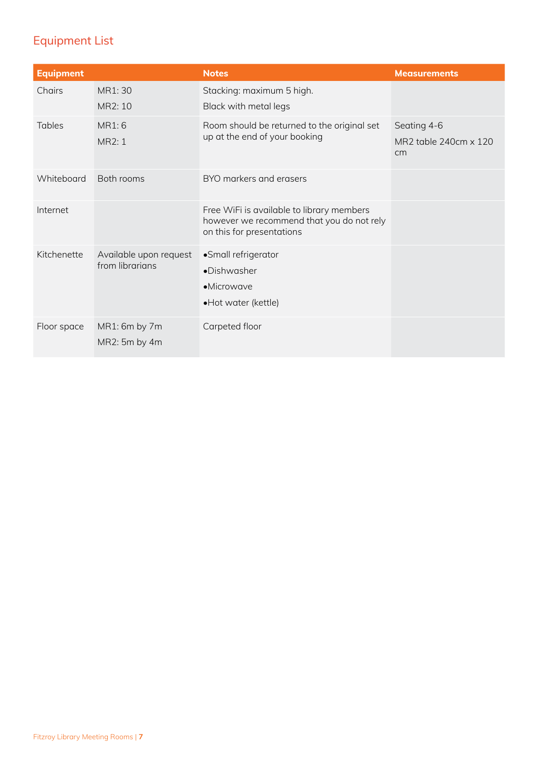## Equipment List

| Equipment | | Notes | Measurements |
|---|---|---|---|
| Chairs | MR1: 30<br>MR2: 10 | Stacking: maximum 5 high.<br>Black with metal legs | |
| Tables | MR1: 6<br>MR2: 1 | Room should be returned to the original set up at the end of your booking | Seating 4-6<br>MR2 table 240cm x 120 cm |
| Whiteboard | Both rooms | BYO markers and erasers | |
| Internet | | Free WiFi is available to library members however we recommend that you do not rely on this for presentations | |
| Kitchenette | Available upon request from librarians | •Small refrigerator<br>•Dishwasher<br>•Microwave<br>•Hot water (kettle) | |
| Floor space | MR1: 6m by 7m<br>MR2: 5m by 4m | Carpeted floor | |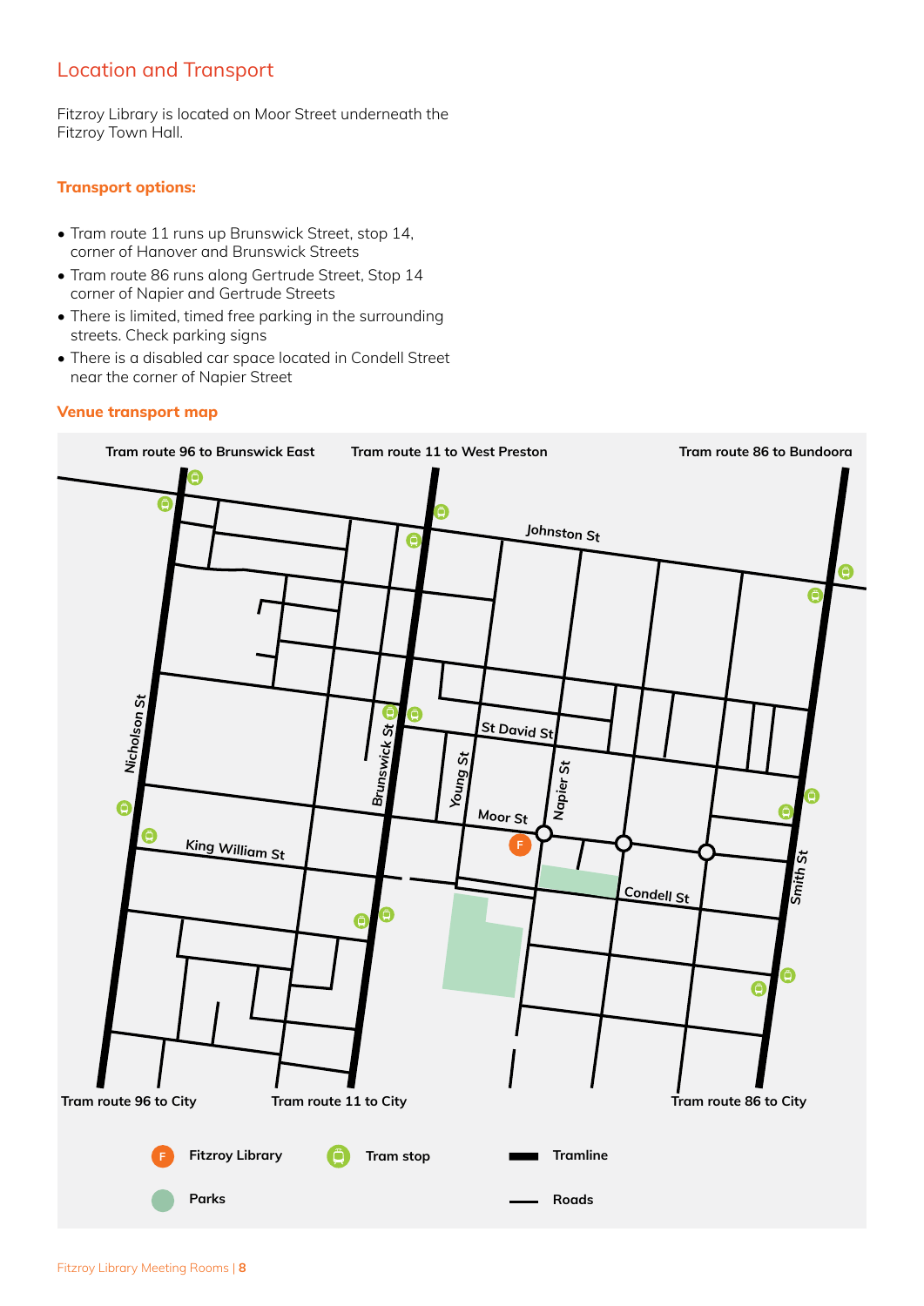## Location and Transport

Fitzroy Library is located on Moor Street underneath the Fitzroy Town Hall.

### Transport options:

- Tram route 11 runs up Brunswick Street, stop 14, corner of Hanover and Brunswick Streets
- Tram route 86 runs along Gertrude Street, Stop 14 corner of Napier and Gertrude Streets
- There is limited, timed free parking in the surrounding streets. Check parking signs
- There is a disabled car space located in Condell Street near the corner of Napier Street

### Venue transport map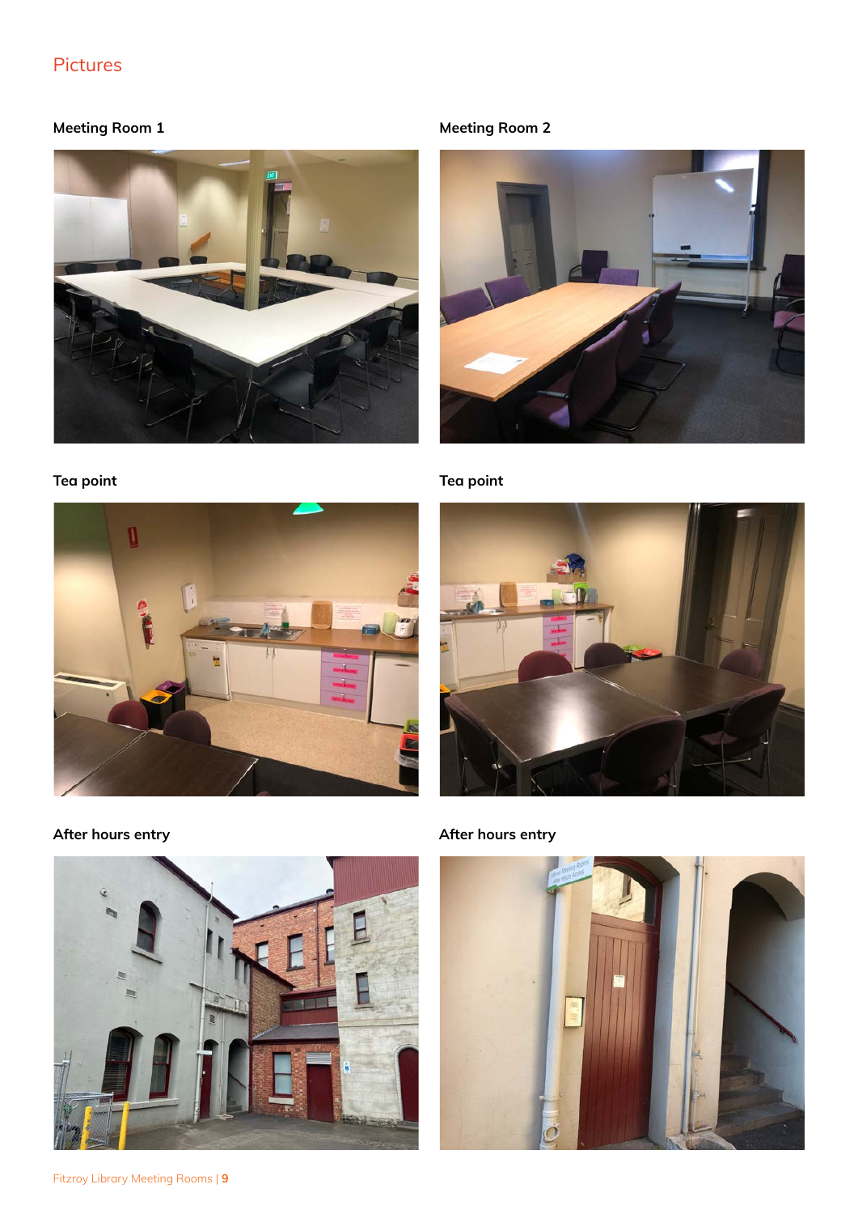## Pictures

**Meeting Room 1**

**Meeting Room 2**

**Tea point**

**Tea point**

**After hours entry**

**After hours entry**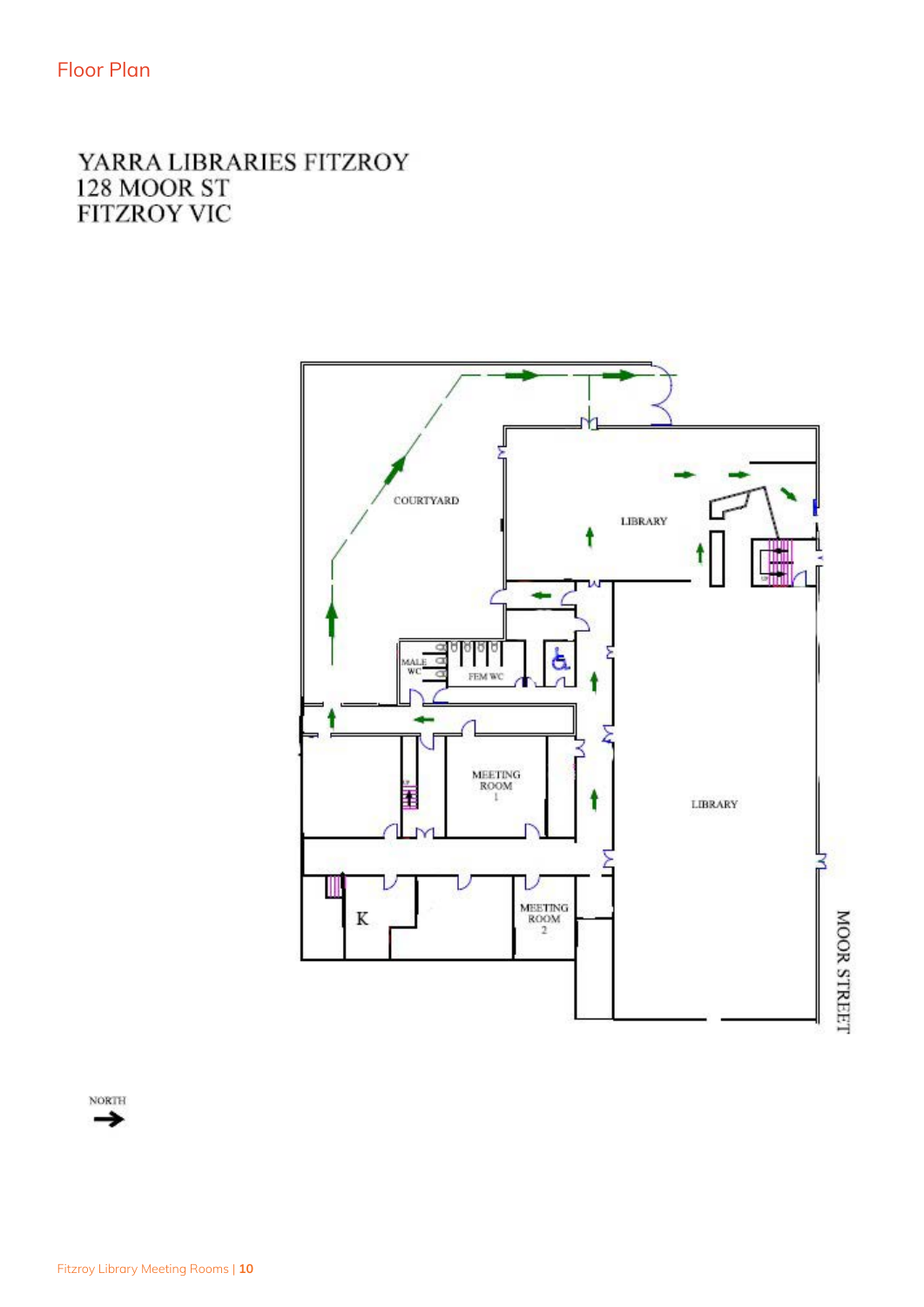# Floor Plan

YARRA LIBRARIES FITZROY
128 MOOR ST
FITZROY VIC

COURTYARD

LIBRARY

MALE WC

FEM WC

MEETING ROOM 1

LIBRARY

K

MEETING ROOM 2

MOOR STREET

NORTH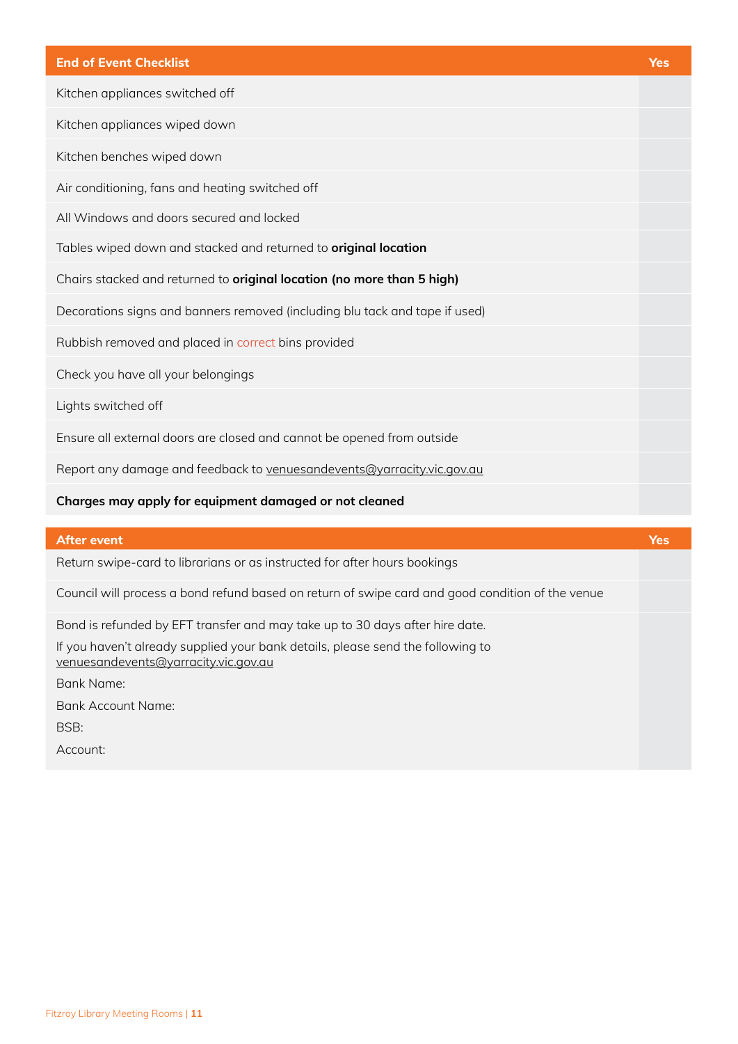| End of Event Checklist | Yes |
|---|---|
| Kitchen appliances switched off | |
| Kitchen appliances wiped down | |
| Kitchen benches wiped down | |
| Air conditioning, fans and heating switched off | |
| All Windows and doors secured and locked | |
| Tables wiped down and stacked and returned to **original location** | |
| Chairs stacked and returned to **original location (no more than 5 high)** | |
| Decorations signs and banners removed (including blu tack and tape if used) | |
| Rubbish removed and placed in correct bins provided | |
| Check you have all your belongings | |
| Lights switched off | |
| Ensure all external doors are closed and cannot be opened from outside | |
| Report any damage and feedback to venuesandevents@yarracity.vic.gov.au | |
| **Charges may apply for equipment damaged or not cleaned** | |

| After event | Yes |
|---|---|
| Return swipe-card to librarians or as instructed for after hours bookings | |
| Council will process a bond refund based on return of swipe card and good condition of the venue | |
| Bond is refunded by EFT transfer and may take up to 30 days after hire date.<br>If you haven't already supplied your bank details, please send the following to venuesandevents@yarracity.vic.gov.au<br>Bank Name:<br>Bank Account Name:<br>BSB:<br>Account: | |